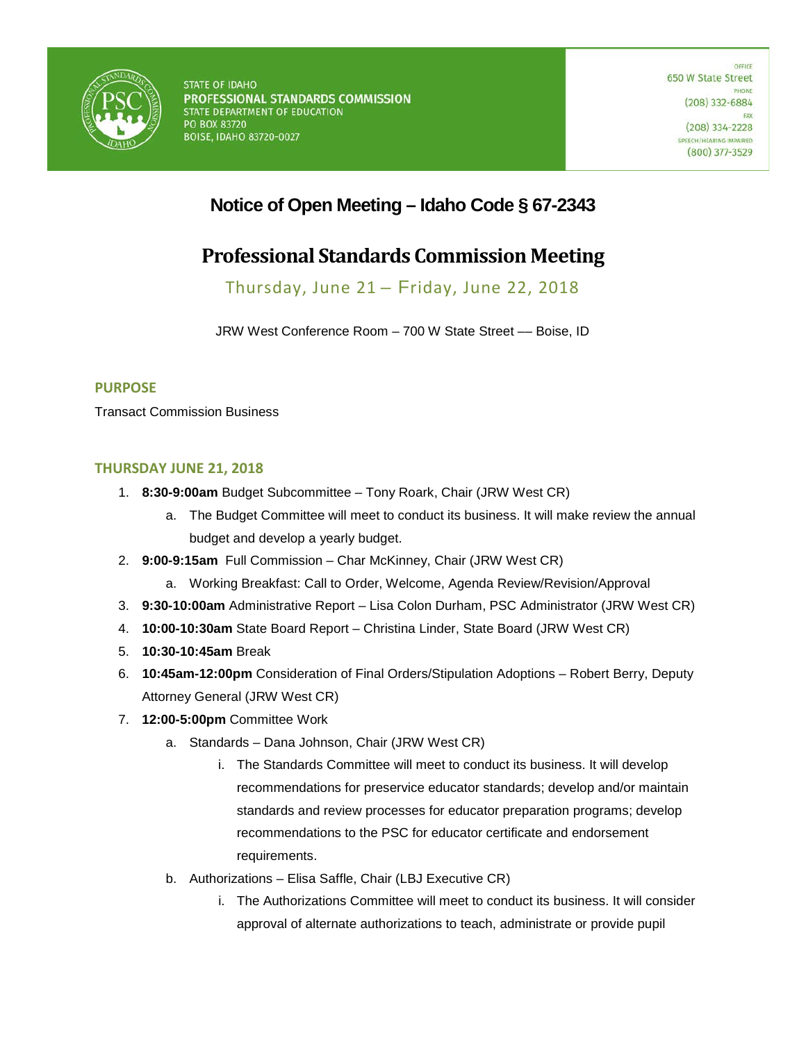STATE OF IDAHO
**PROFESSIONAL STANDARDS COMMISSION**
STATE DEPARTMENT OF EDUCATION
PO BOX 83720
BOISE, IDAHO 83720-0027

OFFICE
650 W State Street
PHONE
(208) 332-6884
FAX
(208) 334-2228
SPEECH/HEARING IMPAIRED
(800) 377-3529

# Notice of Open Meeting – Idaho Code § 67-2343

# Professional Standards Commission Meeting

Thursday, June 21 – Friday, June 22, 2018

JRW West Conference Room – 700 W State Street –– Boise, ID

## PURPOSE

Transact Commission Business

## THURSDAY JUNE 21, 2018

1. **8:30-9:00am** Budget Subcommittee – Tony Roark, Chair (JRW West CR)
   a. The Budget Committee will meet to conduct its business. It will make review the annual budget and develop a yearly budget.
2. **9:00-9:15am** Full Commission – Char McKinney, Chair (JRW West CR)
   a. Working Breakfast: Call to Order, Welcome, Agenda Review/Revision/Approval
3. **9:30-10:00am** Administrative Report – Lisa Colon Durham, PSC Administrator (JRW West CR)
4. **10:00-10:30am** State Board Report – Christina Linder, State Board (JRW West CR)
5. **10:30-10:45am** Break
6. **10:45am-12:00pm** Consideration of Final Orders/Stipulation Adoptions – Robert Berry, Deputy Attorney General (JRW West CR)
7. **12:00-5:00pm** Committee Work
   a. Standards – Dana Johnson, Chair (JRW West CR)
      i. The Standards Committee will meet to conduct its business. It will develop recommendations for preservice educator standards; develop and/or maintain standards and review processes for educator preparation programs; develop recommendations to the PSC for educator certificate and endorsement requirements.
   b. Authorizations – Elisa Saffle, Chair (LBJ Executive CR)
      i. The Authorizations Committee will meet to conduct its business. It will consider approval of alternate authorizations to teach, administrate or provide pupil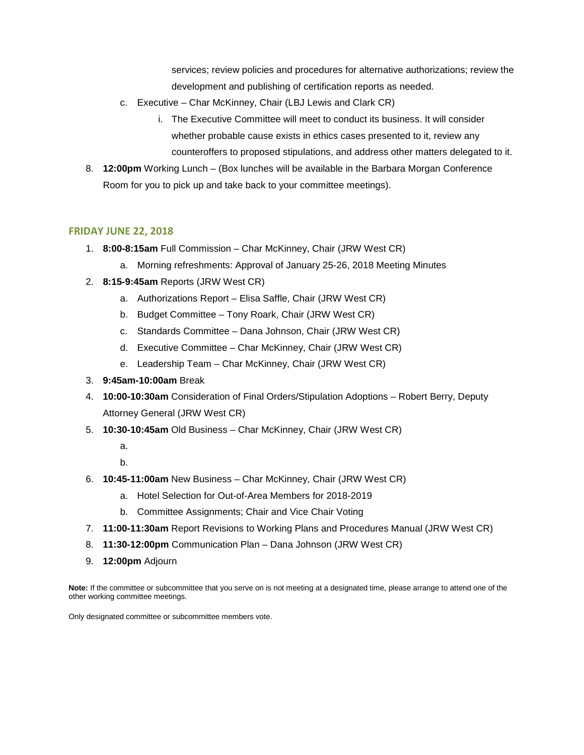services; review policies and procedures for alternative authorizations; review the development and publishing of certification reports as needed.

   c. Executive – Char McKinney, Chair (LBJ Lewis and Clark CR)
      i. The Executive Committee will meet to conduct its business. It will consider whether probable cause exists in ethics cases presented to it, review any counteroffers to proposed stipulations, and address other matters delegated to it.

8. **12:00pm** Working Lunch – (Box lunches will be available in the Barbara Morgan Conference Room for you to pick up and take back to your committee meetings).

## FRIDAY JUNE 22, 2018

1. **8:00-8:15am** Full Commission – Char McKinney, Chair (JRW West CR)
   a. Morning refreshments: Approval of January 25-26, 2018 Meeting Minutes
2. **8:15-9:45am** Reports (JRW West CR)
   a. Authorizations Report – Elisa Saffle, Chair (JRW West CR)
   b. Budget Committee – Tony Roark, Chair (JRW West CR)
   c. Standards Committee – Dana Johnson, Chair (JRW West CR)
   d. Executive Committee – Char McKinney, Chair (JRW West CR)
   e. Leadership Team – Char McKinney, Chair (JRW West CR)
3. **9:45am-10:00am** Break
4. **10:00-10:30am** Consideration of Final Orders/Stipulation Adoptions – Robert Berry, Deputy Attorney General (JRW West CR)
5. **10:30-10:45am** Old Business – Char McKinney, Chair (JRW West CR)
   a.
   b.
6. **10:45-11:00am** New Business – Char McKinney, Chair (JRW West CR)
   a. Hotel Selection for Out-of-Area Members for 2018-2019
   b. Committee Assignments; Chair and Vice Chair Voting
7. **11:00-11:30am** Report Revisions to Working Plans and Procedures Manual (JRW West CR)
8. **11:30-12:00pm** Communication Plan – Dana Johnson (JRW West CR)
9. **12:00pm** Adjourn

**Note:** If the committee or subcommittee that you serve on is not meeting at a designated time, please arrange to attend one of the other working committee meetings.

Only designated committee or subcommittee members vote.